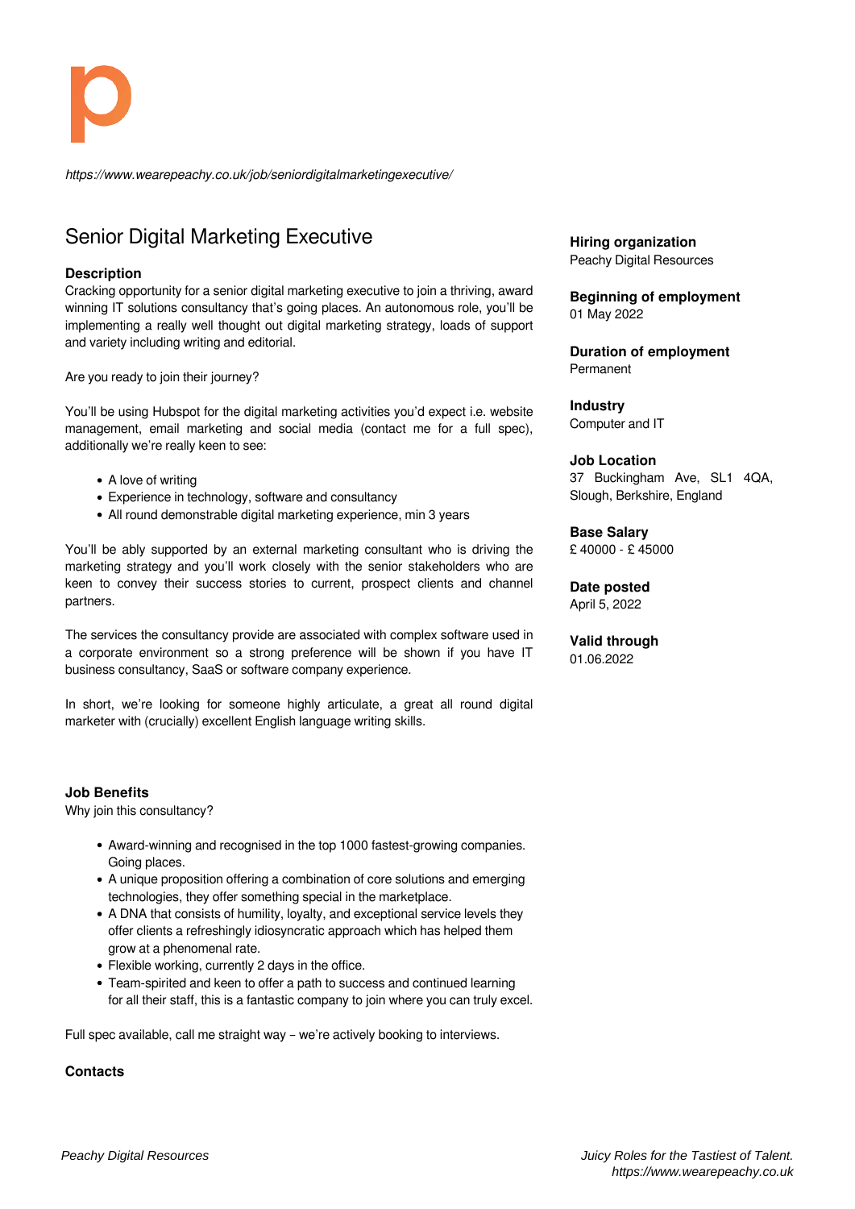*https://www.wearepeachy.co.uk/job/seniordigitalmarketingexecutive/*

# Senior Digital Marketing Executive

### Description

Cracking opportunity for a senior digital marketing executive to join a thriving, award winning IT solutions consultancy that's going places. An autonomous role, you'll be implementing a really well thought out digital marketing strategy, loads of support and variety including writing and editorial.

Are you ready to join their journey?

You'll be using Hubspot for the digital marketing activities you'd expect i.e. website management, email marketing and social media (contact me for a full spec), additionally we're really keen to see:

- A love of writing
- Experience in technology, software and consultancy
- All round demonstrable digital marketing experience, min 3 years

You'll be ably supported by an external marketing consultant who is driving the marketing strategy and you'll work closely with the senior stakeholders who are keen to convey their success stories to current, prospect clients and channel partners.

The services the consultancy provide are associated with complex software used in a corporate environment so a strong preference will be shown if you have IT business consultancy, SaaS or software company experience.

In short, we're looking for someone highly articulate, a great all round digital marketer with (crucially) excellent English language writing skills.

### Job Benefits

Why join this consultancy?

- Award-winning and recognised in the top 1000 fastest-growing companies. Going places.
- A unique proposition offering a combination of core solutions and emerging technologies, they offer something special in the marketplace.
- A DNA that consists of humility, loyalty, and exceptional service levels they offer clients a refreshingly idiosyncratic approach which has helped them grow at a phenomenal rate.
- Flexible working, currently 2 days in the office.
- Team-spirited and keen to offer a path to success and continued learning for all their staff, this is a fantastic company to join where you can truly excel.

Full spec available, call me straight way – we're actively booking to interviews.

### Contacts

**Hiring organization**
Peachy Digital Resources

**Beginning of employment**
01 May 2022

**Duration of employment**
Permanent

**Industry**
Computer and IT

**Job Location**
37 Buckingham Ave, SL1 4QA, Slough, Berkshire, England

**Base Salary**
£ 40000 - £ 45000

**Date posted**
April 5, 2022

**Valid through**
01.06.2022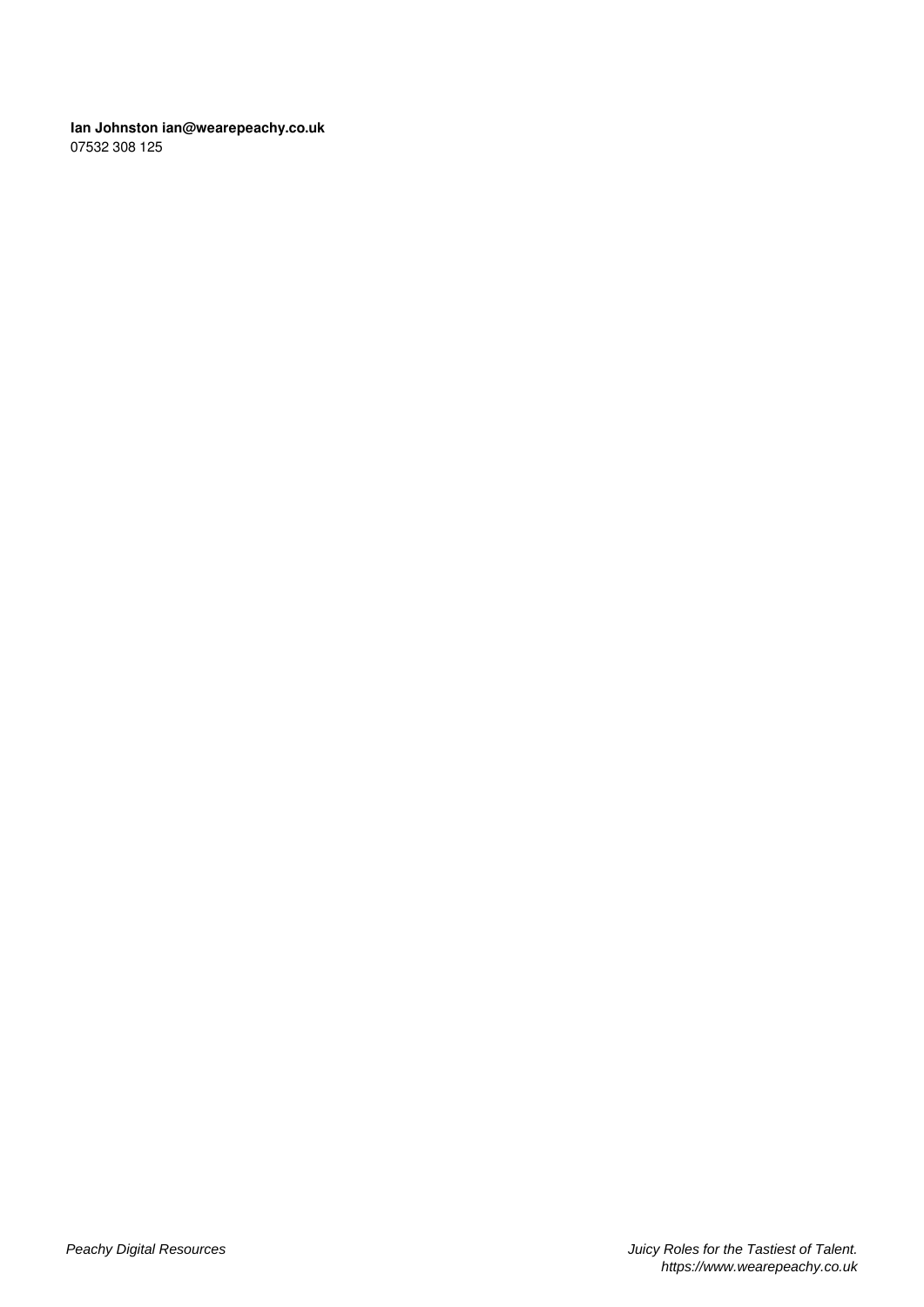**Ian Johnston ian@wearepeachy.co.uk**
07532 308 125